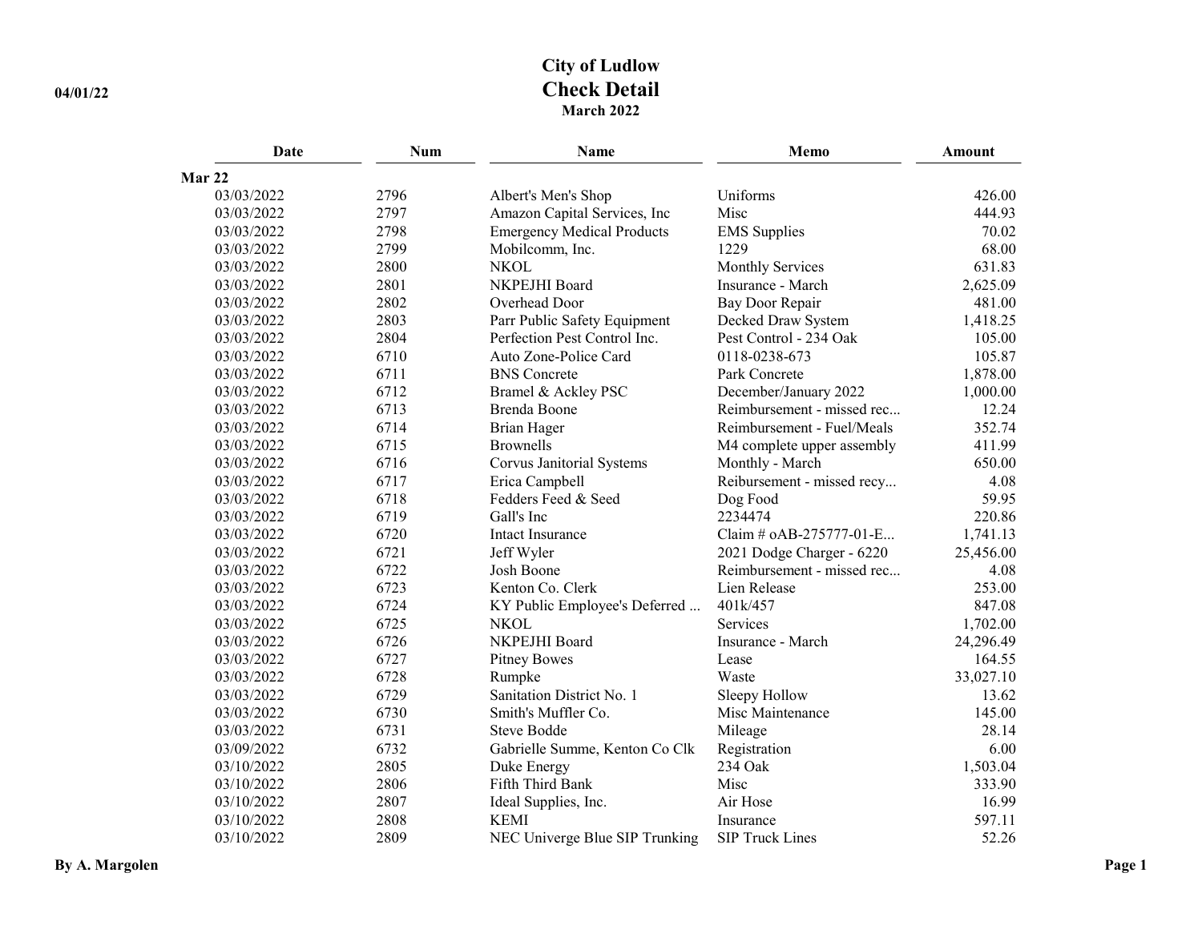# City of Ludlow
## Check Detail
### March 2022

04/01/22

| Date | Num | Name | Memo | Amount |
|---|---|---|---|---|
| **Mar 22** | | | | |
| 03/03/2022 | 2796 | Albert's Men's Shop | Uniforms | 426.00 |
| 03/03/2022 | 2797 | Amazon Capital Services, Inc | Misc | 444.93 |
| 03/03/2022 | 2798 | Emergency Medical Products | EMS Supplies | 70.02 |
| 03/03/2022 | 2799 | Mobilcomm, Inc. | 1229 | 68.00 |
| 03/03/2022 | 2800 | NKOL | Monthly Services | 631.83 |
| 03/03/2022 | 2801 | NKPEJHI Board | Insurance - March | 2,625.09 |
| 03/03/2022 | 2802 | Overhead Door | Bay Door Repair | 481.00 |
| 03/03/2022 | 2803 | Parr Public Safety Equipment | Decked Draw System | 1,418.25 |
| 03/03/2022 | 2804 | Perfection Pest Control Inc. | Pest Control - 234 Oak | 105.00 |
| 03/03/2022 | 6710 | Auto Zone-Police Card | 0118-0238-673 | 105.87 |
| 03/03/2022 | 6711 | BNS Concrete | Park Concrete | 1,878.00 |
| 03/03/2022 | 6712 | Bramel & Ackley PSC | December/January 2022 | 1,000.00 |
| 03/03/2022 | 6713 | Brenda Boone | Reimbursement - missed rec... | 12.24 |
| 03/03/2022 | 6714 | Brian Hager | Reimbursement - Fuel/Meals | 352.74 |
| 03/03/2022 | 6715 | Brownells | M4 complete upper assembly | 411.99 |
| 03/03/2022 | 6716 | Corvus Janitorial Systems | Monthly - March | 650.00 |
| 03/03/2022 | 6717 | Erica Campbell | Reibursement - missed recy... | 4.08 |
| 03/03/2022 | 6718 | Fedders Feed & Seed | Dog Food | 59.95 |
| 03/03/2022 | 6719 | Gall's Inc | 2234474 | 220.86 |
| 03/03/2022 | 6720 | Intact Insurance | Claim # oAB-275777-01-E... | 1,741.13 |
| 03/03/2022 | 6721 | Jeff Wyler | 2021 Dodge Charger - 6220 | 25,456.00 |
| 03/03/2022 | 6722 | Josh Boone | Reimbursement - missed rec... | 4.08 |
| 03/03/2022 | 6723 | Kenton Co. Clerk | Lien Release | 253.00 |
| 03/03/2022 | 6724 | KY Public Employee's Deferred ... | 401k/457 | 847.08 |
| 03/03/2022 | 6725 | NKOL | Services | 1,702.00 |
| 03/03/2022 | 6726 | NKPEJHI Board | Insurance - March | 24,296.49 |
| 03/03/2022 | 6727 | Pitney Bowes | Lease | 164.55 |
| 03/03/2022 | 6728 | Rumpke | Waste | 33,027.10 |
| 03/03/2022 | 6729 | Sanitation District No. 1 | Sleepy Hollow | 13.62 |
| 03/03/2022 | 6730 | Smith's Muffler Co. | Misc Maintenance | 145.00 |
| 03/03/2022 | 6731 | Steve Bodde | Mileage | 28.14 |
| 03/09/2022 | 6732 | Gabrielle Summe, Kenton Co Clk | Registration | 6.00 |
| 03/10/2022 | 2805 | Duke Energy | 234 Oak | 1,503.04 |
| 03/10/2022 | 2806 | Fifth Third Bank | Misc | 333.90 |
| 03/10/2022 | 2807 | Ideal Supplies, Inc. | Air Hose | 16.99 |
| 03/10/2022 | 2808 | KEMI | Insurance | 597.11 |
| 03/10/2022 | 2809 | NEC Univerge Blue SIP Trunking | SIP Truck Lines | 52.26 |

By A. Margolen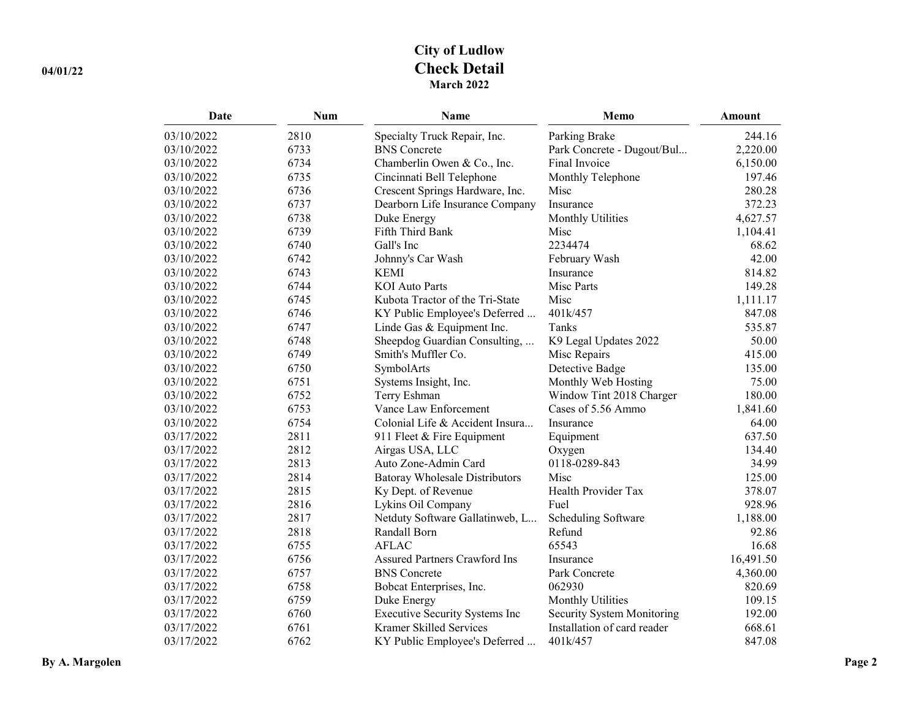# City of Ludlow
## Check Detail
### March 2022

| Date | Num | Name | Memo | Amount |
|---|---|---|---|---|
| 03/10/2022 | 2810 | Specialty Truck Repair, Inc. | Parking Brake | 244.16 |
| 03/10/2022 | 6733 | BNS Concrete | Park Concrete - Dugout/Bul... | 2,220.00 |
| 03/10/2022 | 6734 | Chamberlin Owen & Co., Inc. | Final Invoice | 6,150.00 |
| 03/10/2022 | 6735 | Cincinnati Bell Telephone | Monthly Telephone | 197.46 |
| 03/10/2022 | 6736 | Crescent Springs Hardware, Inc. | Misc | 280.28 |
| 03/10/2022 | 6737 | Dearborn Life Insurance Company | Insurance | 372.23 |
| 03/10/2022 | 6738 | Duke Energy | Monthly Utilities | 4,627.57 |
| 03/10/2022 | 6739 | Fifth Third Bank | Misc | 1,104.41 |
| 03/10/2022 | 6740 | Gall's Inc | 2234474 | 68.62 |
| 03/10/2022 | 6742 | Johnny's Car Wash | February Wash | 42.00 |
| 03/10/2022 | 6743 | KEMI | Insurance | 814.82 |
| 03/10/2022 | 6744 | KOI Auto Parts | Misc Parts | 149.28 |
| 03/10/2022 | 6745 | Kubota Tractor of the Tri-State | Misc | 1,111.17 |
| 03/10/2022 | 6746 | KY Public Employee's Deferred ... | 401k/457 | 847.08 |
| 03/10/2022 | 6747 | Linde Gas & Equipment Inc. | Tanks | 535.87 |
| 03/10/2022 | 6748 | Sheepdog Guardian Consulting, ... | K9 Legal Updates 2022 | 50.00 |
| 03/10/2022 | 6749 | Smith's Muffler Co. | Misc Repairs | 415.00 |
| 03/10/2022 | 6750 | SymbolArts | Detective Badge | 135.00 |
| 03/10/2022 | 6751 | Systems Insight, Inc. | Monthly Web Hosting | 75.00 |
| 03/10/2022 | 6752 | Terry Eshman | Window Tint 2018 Charger | 180.00 |
| 03/10/2022 | 6753 | Vance Law Enforcement | Cases of 5.56 Ammo | 1,841.60 |
| 03/10/2022 | 6754 | Colonial Life & Accident Insura... | Insurance | 64.00 |
| 03/17/2022 | 2811 | 911 Fleet & Fire Equipment | Equipment | 637.50 |
| 03/17/2022 | 2812 | Airgas USA, LLC | Oxygen | 134.40 |
| 03/17/2022 | 2813 | Auto Zone-Admin Card | 0118-0289-843 | 34.99 |
| 03/17/2022 | 2814 | Batoray Wholesale Distributors | Misc | 125.00 |
| 03/17/2022 | 2815 | Ky Dept. of Revenue | Health Provider Tax | 378.07 |
| 03/17/2022 | 2816 | Lykins Oil Company | Fuel | 928.96 |
| 03/17/2022 | 2817 | Netduty Software Gallatinweb, L... | Scheduling Software | 1,188.00 |
| 03/17/2022 | 2818 | Randall Born | Refund | 92.86 |
| 03/17/2022 | 6755 | AFLAC | 65543 | 16.68 |
| 03/17/2022 | 6756 | Assured Partners Crawford Ins | Insurance | 16,491.50 |
| 03/17/2022 | 6757 | BNS Concrete | Park Concrete | 4,360.00 |
| 03/17/2022 | 6758 | Bobcat Enterprises, Inc. | 062930 | 820.69 |
| 03/17/2022 | 6759 | Duke Energy | Monthly Utilities | 109.15 |
| 03/17/2022 | 6760 | Executive Security Systems Inc | Security System Monitoring | 192.00 |
| 03/17/2022 | 6761 | Kramer Skilled Services | Installation of card reader | 668.61 |
| 03/17/2022 | 6762 | KY Public Employee's Deferred ... | 401k/457 | 847.08 |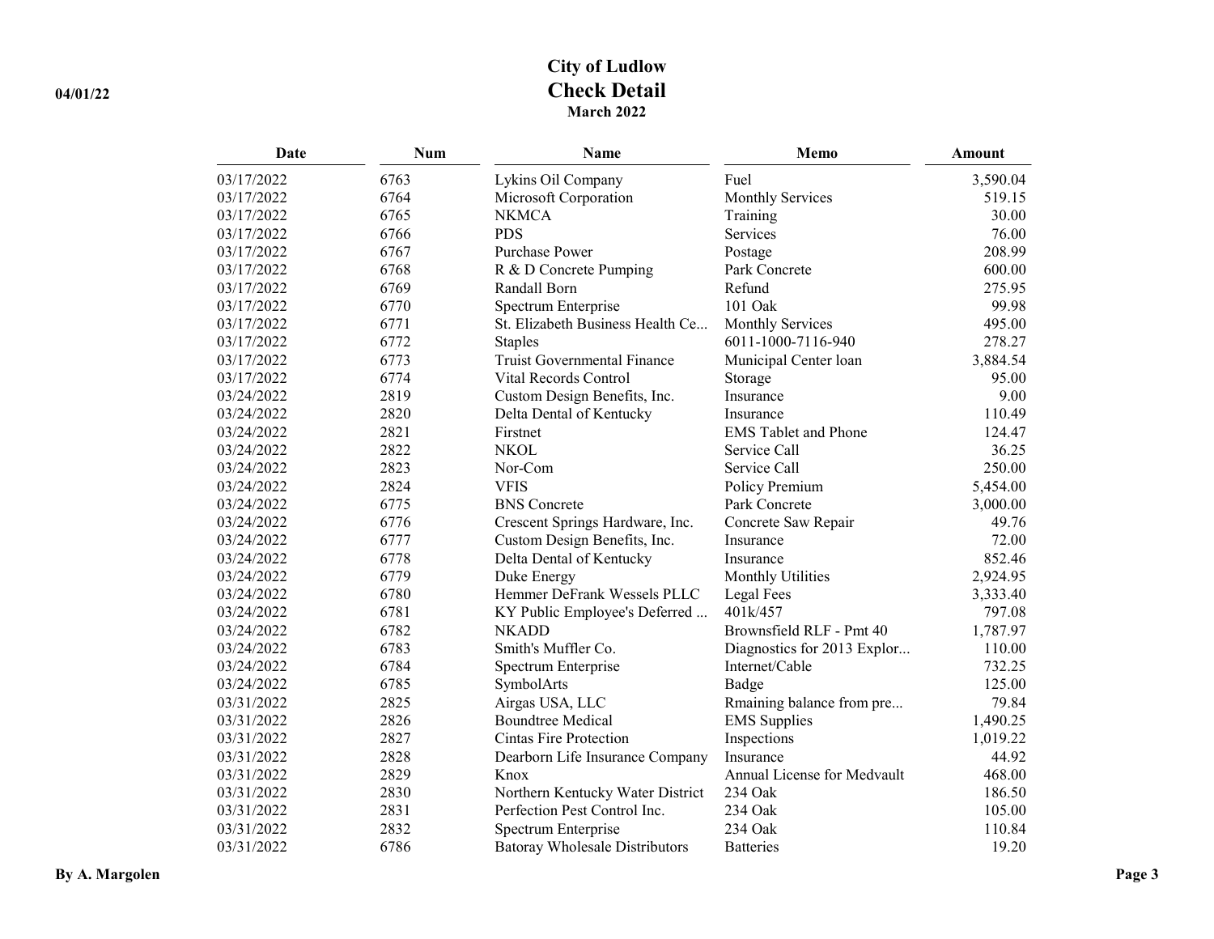# City of Ludlow
## Check Detail
### March 2022

| Date | Num | Name | Memo | Amount |
|---|---|---|---|---|
| 03/17/2022 | 6763 | Lykins Oil Company | Fuel | 3,590.04 |
| 03/17/2022 | 6764 | Microsoft Corporation | Monthly Services | 519.15 |
| 03/17/2022 | 6765 | NKMCA | Training | 30.00 |
| 03/17/2022 | 6766 | PDS | Services | 76.00 |
| 03/17/2022 | 6767 | Purchase Power | Postage | 208.99 |
| 03/17/2022 | 6768 | R & D Concrete Pumping | Park Concrete | 600.00 |
| 03/17/2022 | 6769 | Randall Born | Refund | 275.95 |
| 03/17/2022 | 6770 | Spectrum Enterprise | 101 Oak | 99.98 |
| 03/17/2022 | 6771 | St. Elizabeth Business Health Ce... | Monthly Services | 495.00 |
| 03/17/2022 | 6772 | Staples | 6011-1000-7116-940 | 278.27 |
| 03/17/2022 | 6773 | Truist Governmental Finance | Municipal Center loan | 3,884.54 |
| 03/17/2022 | 6774 | Vital Records Control | Storage | 95.00 |
| 03/24/2022 | 2819 | Custom Design Benefits, Inc. | Insurance | 9.00 |
| 03/24/2022 | 2820 | Delta Dental of Kentucky | Insurance | 110.49 |
| 03/24/2022 | 2821 | Firstnet | EMS Tablet and Phone | 124.47 |
| 03/24/2022 | 2822 | NKOL | Service Call | 36.25 |
| 03/24/2022 | 2823 | Nor-Com | Service Call | 250.00 |
| 03/24/2022 | 2824 | VFIS | Policy Premium | 5,454.00 |
| 03/24/2022 | 6775 | BNS Concrete | Park Concrete | 3,000.00 |
| 03/24/2022 | 6776 | Crescent Springs Hardware, Inc. | Concrete Saw Repair | 49.76 |
| 03/24/2022 | 6777 | Custom Design Benefits, Inc. | Insurance | 72.00 |
| 03/24/2022 | 6778 | Delta Dental of Kentucky | Insurance | 852.46 |
| 03/24/2022 | 6779 | Duke Energy | Monthly Utilities | 2,924.95 |
| 03/24/2022 | 6780 | Hemmer DeFrank Wessels PLLC | Legal Fees | 3,333.40 |
| 03/24/2022 | 6781 | KY Public Employee's Deferred ... | 401k/457 | 797.08 |
| 03/24/2022 | 6782 | NKADD | Brownsfield RLF - Pmt 40 | 1,787.97 |
| 03/24/2022 | 6783 | Smith's Muffler Co. | Diagnostics for 2013 Explor... | 110.00 |
| 03/24/2022 | 6784 | Spectrum Enterprise | Internet/Cable | 732.25 |
| 03/24/2022 | 6785 | SymbolArts | Badge | 125.00 |
| 03/31/2022 | 2825 | Airgas USA, LLC | Rmaining balance from pre... | 79.84 |
| 03/31/2022 | 2826 | Boundtree Medical | EMS Supplies | 1,490.25 |
| 03/31/2022 | 2827 | Cintas Fire Protection | Inspections | 1,019.22 |
| 03/31/2022 | 2828 | Dearborn Life Insurance Company | Insurance | 44.92 |
| 03/31/2022 | 2829 | Knox | Annual License for Medvault | 468.00 |
| 03/31/2022 | 2830 | Northern Kentucky Water District | 234 Oak | 186.50 |
| 03/31/2022 | 2831 | Perfection Pest Control Inc. | 234 Oak | 105.00 |
| 03/31/2022 | 2832 | Spectrum Enterprise | 234 Oak | 110.84 |
| 03/31/2022 | 6786 | Batoray Wholesale Distributors | Batteries | 19.20 |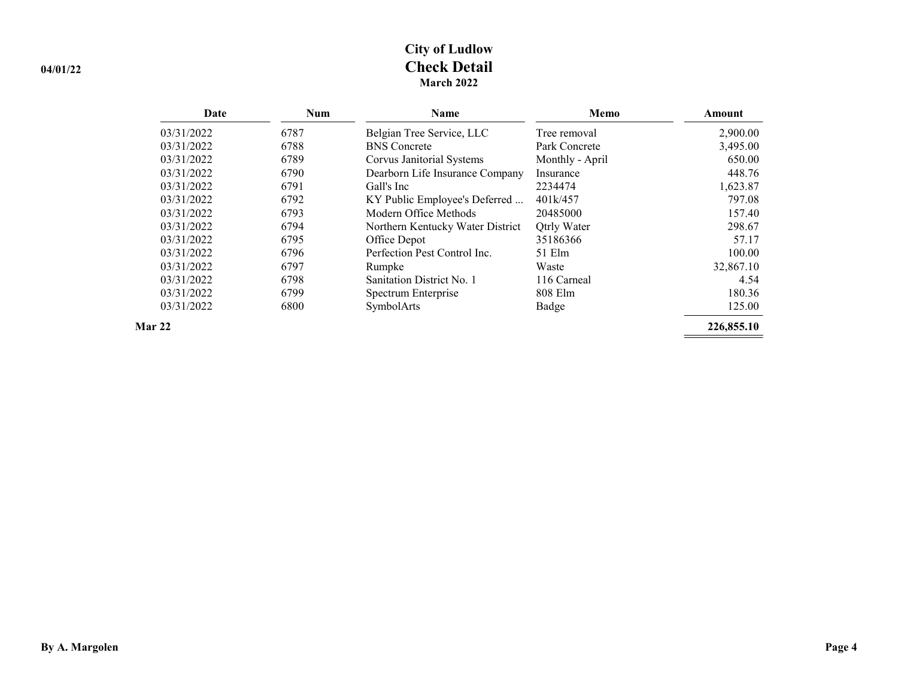# City of Ludlow
## Check Detail
### March 2022

04/01/22

| Date | Num | Name | Memo | Amount |
|---|---|---|---|---|
| 03/31/2022 | 6787 | Belgian Tree Service, LLC | Tree removal | 2,900.00 |
| 03/31/2022 | 6788 | BNS Concrete | Park Concrete | 3,495.00 |
| 03/31/2022 | 6789 | Corvus Janitorial Systems | Monthly - April | 650.00 |
| 03/31/2022 | 6790 | Dearborn Life Insurance Company | Insurance | 448.76 |
| 03/31/2022 | 6791 | Gall's Inc | 2234474 | 1,623.87 |
| 03/31/2022 | 6792 | KY Public Employee's Deferred ... | 401k/457 | 797.08 |
| 03/31/2022 | 6793 | Modern Office Methods | 20485000 | 157.40 |
| 03/31/2022 | 6794 | Northern Kentucky Water District | Qtrly Water | 298.67 |
| 03/31/2022 | 6795 | Office Depot | 35186366 | 57.17 |
| 03/31/2022 | 6796 | Perfection Pest Control Inc. | 51 Elm | 100.00 |
| 03/31/2022 | 6797 | Rumpke | Waste | 32,867.10 |
| 03/31/2022 | 6798 | Sanitation District No. 1 | 116 Carneal | 4.54 |
| 03/31/2022 | 6799 | Spectrum Enterprise | 808 Elm | 180.36 |
| 03/31/2022 | 6800 | SymbolArts | Badge | 125.00 |
| **Mar 22** | | | | **226,855.10** |

By A. Margolen